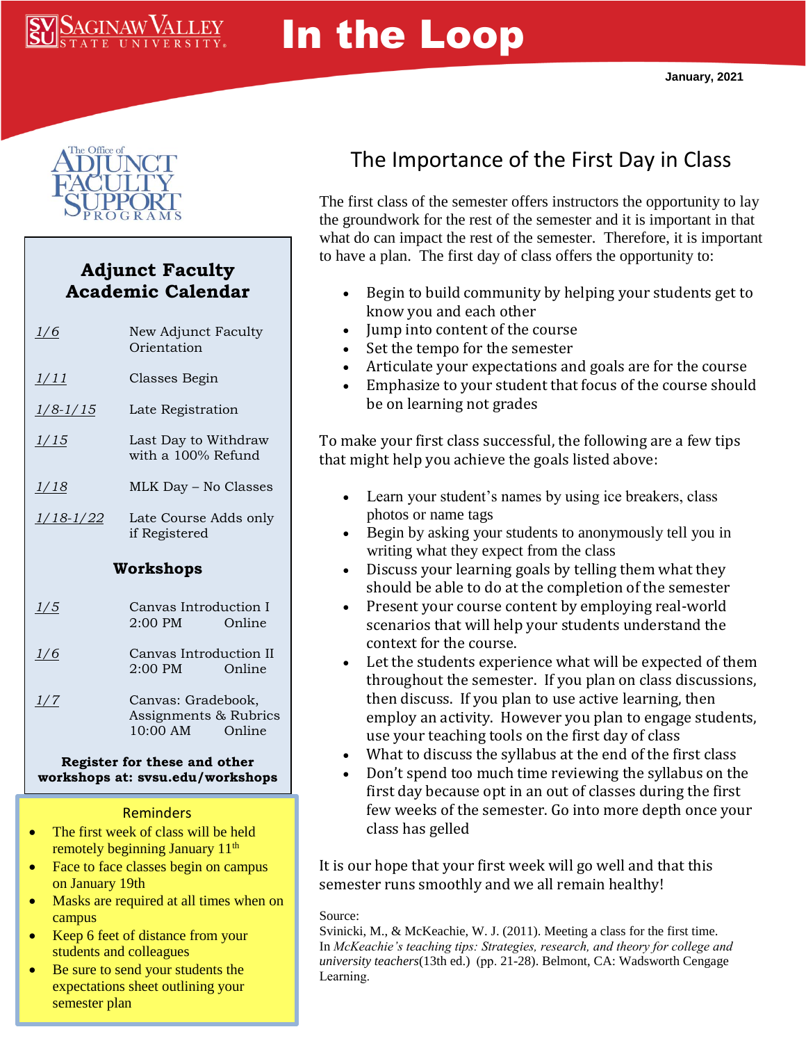# In the Loop

Saginaw Valley State University

January, 2021

The Office of Adjunct Faculty Support Programs

## Adjunct Faculty Academic Calendar

| | |
|---|---|
| 1/6 | New Adjunct Faculty Orientation |
| 1/11 | Classes Begin |
| 1/8-1/15 | Late Registration |
| 1/15 | Last Day to Withdraw with a 100% Refund |
| 1/18 | MLK Day – No Classes |
| 1/18-1/22 | Late Course Adds only if Registered |

### Workshops

| | |
|---|---|
| 1/5 | Canvas Introduction I 2:00 PM Online |
| 1/6 | Canvas Introduction II 2:00 PM Online |
| 1/7 | Canvas: Gradebook, Assignments & Rubrics 10:00 AM Online |

**Register for these and other workshops at: svsu.edu/workshops**

### Reminders

- The first week of class will be held remotely beginning January 11th
- Face to face classes begin on campus on January 19th
- Masks are required at all times when on campus
- Keep 6 feet of distance from your students and colleagues
- Be sure to send your students the expectations sheet outlining your semester plan

## The Importance of the First Day in Class

The first class of the semester offers instructors the opportunity to lay the groundwork for the rest of the semester and it is important in that what do can impact the rest of the semester. Therefore, it is important to have a plan. The first day of class offers the opportunity to:

- Begin to build community by helping your students get to know you and each other
- Jump into content of the course
- Set the tempo for the semester
- Articulate your expectations and goals are for the course
- Emphasize to your student that focus of the course should be on learning not grades

To make your first class successful, the following are a few tips that might help you achieve the goals listed above:

- Learn your student's names by using ice breakers, class photos or name tags
- Begin by asking your students to anonymously tell you in writing what they expect from the class
- Discuss your learning goals by telling them what they should be able to do at the completion of the semester
- Present your course content by employing real-world scenarios that will help your students understand the context for the course.
- Let the students experience what will be expected of them throughout the semester. If you plan on class discussions, then discuss. If you plan to use active learning, then employ an activity. However you plan to engage students, use your teaching tools on the first day of class
- What to discuss the syllabus at the end of the first class
- Don't spend too much time reviewing the syllabus on the first day because opt in an out of classes during the first few weeks of the semester. Go into more depth once your class has gelled

It is our hope that your first week will go well and that this semester runs smoothly and we all remain healthy!

Source:
Svinicki, M., & McKeachie, W. J. (2011). Meeting a class for the first time. In *McKeachie's teaching tips: Strategies, research, and theory for college and university teachers*(13th ed.) (pp. 21-28). Belmont, CA: Wadsworth Cengage Learning.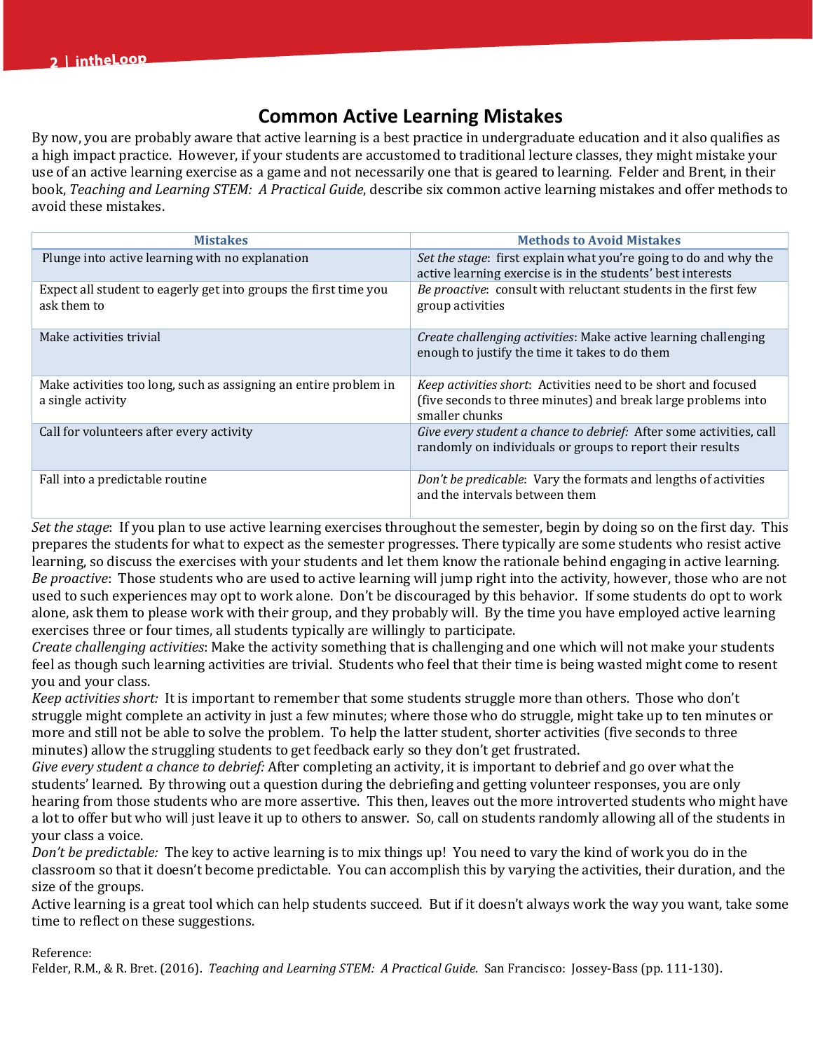# Common Active Learning Mistakes

By now, you are probably aware that active learning is a best practice in undergraduate education and it also qualifies as a high impact practice. However, if your students are accustomed to traditional lecture classes, they might mistake your use of an active learning exercise as a game and not necessarily one that is geared to learning. Felder and Brent, in their book, *Teaching and Learning STEM: A Practical Guide*, describe six common active learning mistakes and offer methods to avoid these mistakes.

| Mistakes | Methods to Avoid Mistakes |
|---|---|
| Plunge into active learning with no explanation | *Set the stage*: first explain what you're going to do and why the active learning exercise is in the students' best interests |
| Expect all student to eagerly get into groups the first time you ask them to | *Be proactive*: consult with reluctant students in the first few group activities |
| Make activities trivial | *Create challenging activities*: Make active learning challenging enough to justify the time it takes to do them |
| Make activities too long, such as assigning an entire problem in a single activity | *Keep activities short*: Activities need to be short and focused (five seconds to three minutes) and break large problems into smaller chunks |
| Call for volunteers after every activity | *Give every student a chance to debrief:* After some activities, call randomly on individuals or groups to report their results |
| Fall into a predictable routine | *Don't be predicable*: Vary the formats and lengths of activities and the intervals between them |

*Set the stage*: If you plan to use active learning exercises throughout the semester, begin by doing so on the first day. This prepares the students for what to expect as the semester progresses. There typically are some students who resist active learning, so discuss the exercises with your students and let them know the rationale behind engaging in active learning.

*Be proactive*: Those students who are used to active learning will jump right into the activity, however, those who are not used to such experiences may opt to work alone. Don't be discouraged by this behavior. If some students do opt to work alone, ask them to please work with their group, and they probably will. By the time you have employed active learning exercises three or four times, all students typically are willingly to participate.

*Create challenging activities*: Make the activity something that is challenging and one which will not make your students feel as though such learning activities are trivial. Students who feel that their time is being wasted might come to resent you and your class.

*Keep activities short:* It is important to remember that some students struggle more than others. Those who don't struggle might complete an activity in just a few minutes; where those who do struggle, might take up to ten minutes or more and still not be able to solve the problem. To help the latter student, shorter activities (five seconds to three minutes) allow the struggling students to get feedback early so they don't get frustrated.

*Give every student a chance to debrief:* After completing an activity, it is important to debrief and go over what the students' learned. By throwing out a question during the debriefing and getting volunteer responses, you are only hearing from those students who are more assertive. This then, leaves out the more introverted students who might have a lot to offer but who will just leave it up to others to answer. So, call on students randomly allowing all of the students in your class a voice.

*Don't be predictable:* The key to active learning is to mix things up! You need to vary the kind of work you do in the classroom so that it doesn't become predictable. You can accomplish this by varying the activities, their duration, and the size of the groups.

Active learning is a great tool which can help students succeed. But if it doesn't always work the way you want, take some time to reflect on these suggestions.

Reference:
Felder, R.M., & R. Bret. (2016). *Teaching and Learning STEM: A Practical Guide.* San Francisco: Jossey-Bass (pp. 111-130).